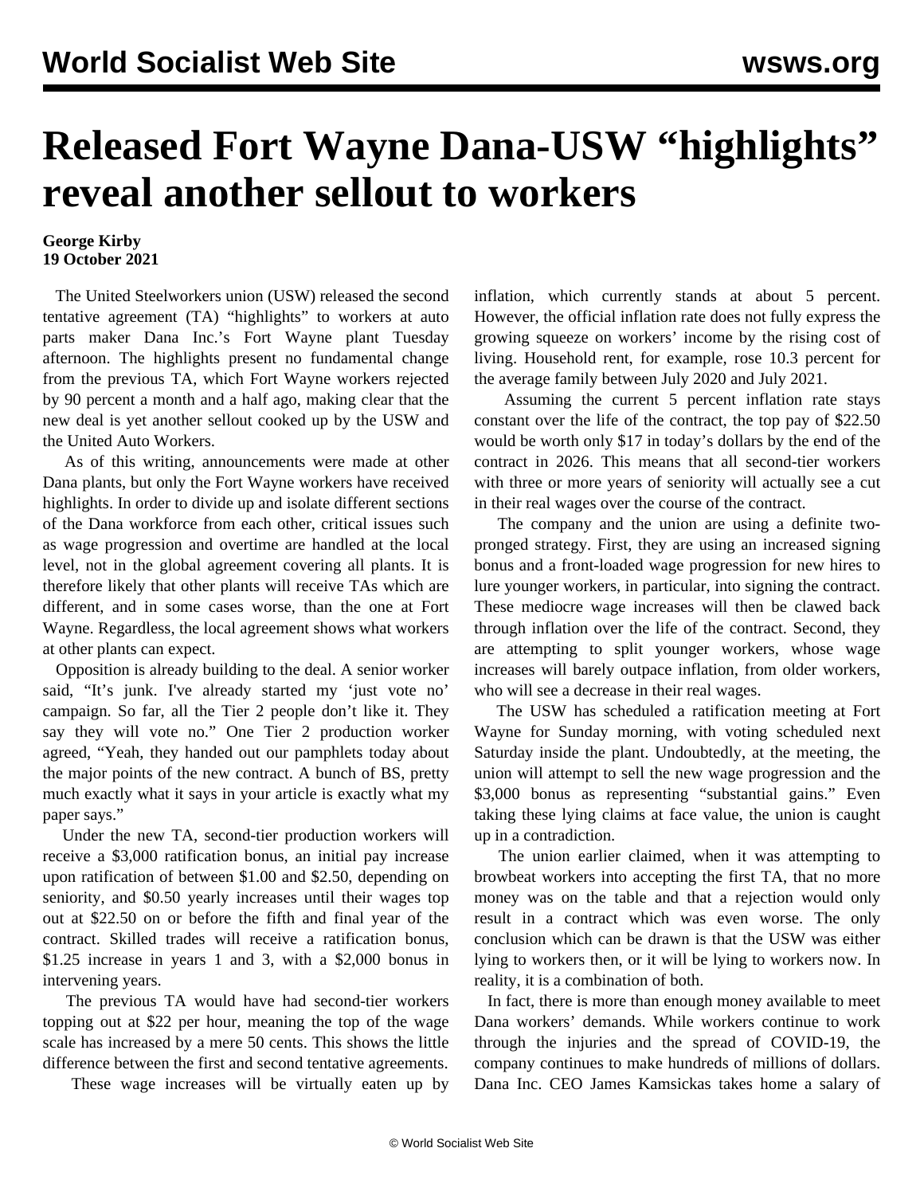# Released Fort Wayne Dana-USW "highlights" reveal another sellout to workers

**George Kirby**
**19 October 2021**

The United Steelworkers union (USW) released the second tentative agreement (TA) "highlights" to workers at auto parts maker Dana Inc.'s Fort Wayne plant Tuesday afternoon. The highlights present no fundamental change from the previous TA, which Fort Wayne workers rejected by 90 percent a month and a half ago, making clear that the new deal is yet another sellout cooked up by the USW and the United Auto Workers.

As of this writing, announcements were made at other Dana plants, but only the Fort Wayne workers have received highlights. In order to divide up and isolate different sections of the Dana workforce from each other, critical issues such as wage progression and overtime are handled at the local level, not in the global agreement covering all plants. It is therefore likely that other plants will receive TAs which are different, and in some cases worse, than the one at Fort Wayne. Regardless, the local agreement shows what workers at other plants can expect.

Opposition is already building to the deal. A senior worker said, "It's junk. I've already started my 'just vote no' campaign. So far, all the Tier 2 people don't like it. They say they will vote no." One Tier 2 production worker agreed, "Yeah, they handed out our pamphlets today about the major points of the new contract. A bunch of BS, pretty much exactly what it says in your article is exactly what my paper says."

Under the new TA, second-tier production workers will receive a $3,000 ratification bonus, an initial pay increase upon ratification of between $1.00 and $2.50, depending on seniority, and $0.50 yearly increases until their wages top out at $22.50 on or before the fifth and final year of the contract. Skilled trades will receive a ratification bonus, $1.25 increase in years 1 and 3, with a $2,000 bonus in intervening years.

The previous TA would have had second-tier workers topping out at $22 per hour, meaning the top of the wage scale has increased by a mere 50 cents. This shows the little difference between the first and second tentative agreements.

These wage increases will be virtually eaten up by inflation, which currently stands at about 5 percent. However, the official inflation rate does not fully express the growing squeeze on workers' income by the rising cost of living. Household rent, for example, rose 10.3 percent for the average family between July 2020 and July 2021.

Assuming the current 5 percent inflation rate stays constant over the life of the contract, the top pay of $22.50 would be worth only $17 in today's dollars by the end of the contract in 2026. This means that all second-tier workers with three or more years of seniority will actually see a cut in their real wages over the course of the contract.

The company and the union are using a definite two-pronged strategy. First, they are using an increased signing bonus and a front-loaded wage progression for new hires to lure younger workers, in particular, into signing the contract. These mediocre wage increases will then be clawed back through inflation over the life of the contract. Second, they are attempting to split younger workers, whose wage increases will barely outpace inflation, from older workers, who will see a decrease in their real wages.

The USW has scheduled a ratification meeting at Fort Wayne for Sunday morning, with voting scheduled next Saturday inside the plant. Undoubtedly, at the meeting, the union will attempt to sell the new wage progression and the $3,000 bonus as representing "substantial gains." Even taking these lying claims at face value, the union is caught up in a contradiction.

The union earlier claimed, when it was attempting to browbeat workers into accepting the first TA, that no more money was on the table and that a rejection would only result in a contract which was even worse. The only conclusion which can be drawn is that the USW was either lying to workers then, or it will be lying to workers now. In reality, it is a combination of both.

In fact, there is more than enough money available to meet Dana workers' demands. While workers continue to work through the injuries and the spread of COVID-19, the company continues to make hundreds of millions of dollars. Dana Inc. CEO James Kamsickas takes home a salary of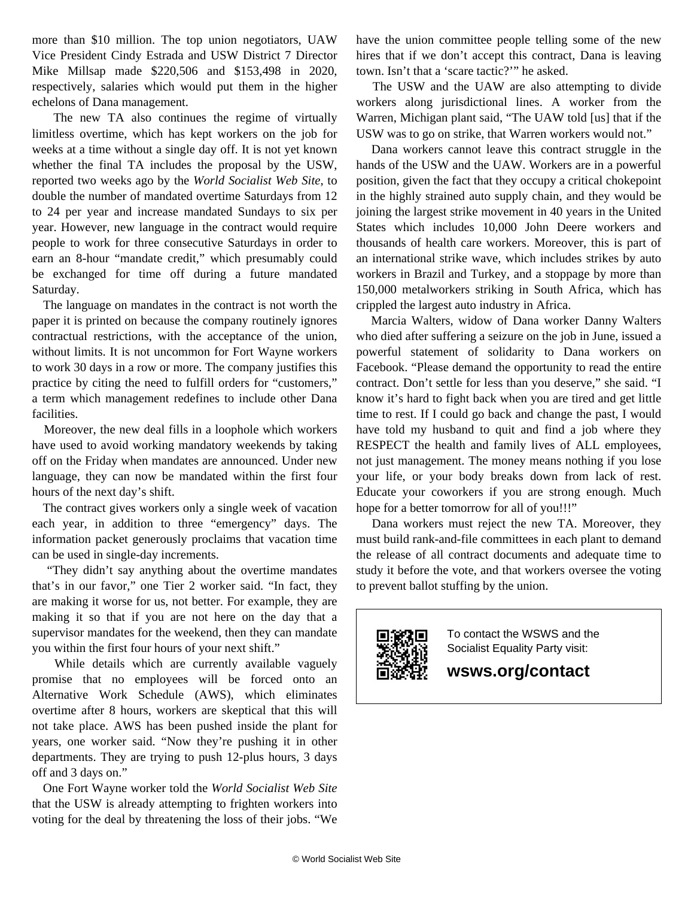more than $10 million. The top union negotiators, UAW Vice President Cindy Estrada and USW District 7 Director Mike Millsap made $220,506 and $153,498 in 2020, respectively, salaries which would put them in the higher echelons of Dana management.

The new TA also continues the regime of virtually limitless overtime, which has kept workers on the job for weeks at a time without a single day off. It is not yet known whether the final TA includes the proposal by the USW, reported two weeks ago by the *World Socialist Web Site*, to double the number of mandated overtime Saturdays from 12 to 24 per year and increase mandated Sundays to six per year. However, new language in the contract would require people to work for three consecutive Saturdays in order to earn an 8-hour "mandate credit," which presumably could be exchanged for time off during a future mandated Saturday.

The language on mandates in the contract is not worth the paper it is printed on because the company routinely ignores contractual restrictions, with the acceptance of the union, without limits. It is not uncommon for Fort Wayne workers to work 30 days in a row or more. The company justifies this practice by citing the need to fulfill orders for "customers," a term which management redefines to include other Dana facilities.

Moreover, the new deal fills in a loophole which workers have used to avoid working mandatory weekends by taking off on the Friday when mandates are announced. Under new language, they can now be mandated within the first four hours of the next day's shift.

The contract gives workers only a single week of vacation each year, in addition to three "emergency" days. The information packet generously proclaims that vacation time can be used in single-day increments.

"They didn't say anything about the overtime mandates that's in our favor," one Tier 2 worker said. "In fact, they are making it worse for us, not better. For example, they are making it so that if you are not here on the day that a supervisor mandates for the weekend, then they can mandate you within the first four hours of your next shift."

While details which are currently available vaguely promise that no employees will be forced onto an Alternative Work Schedule (AWS), which eliminates overtime after 8 hours, workers are skeptical that this will not take place. AWS has been pushed inside the plant for years, one worker said. "Now they're pushing it in other departments. They are trying to push 12-plus hours, 3 days off and 3 days on."

One Fort Wayne worker told the *World Socialist Web Site* that the USW is already attempting to frighten workers into voting for the deal by threatening the loss of their jobs. "We have the union committee people telling some of the new hires that if we don't accept this contract, Dana is leaving town. Isn't that a 'scare tactic?'" he asked.

The USW and the UAW are also attempting to divide workers along jurisdictional lines. A worker from the Warren, Michigan plant said, "The UAW told [us] that if the USW was to go on strike, that Warren workers would not."

Dana workers cannot leave this contract struggle in the hands of the USW and the UAW. Workers are in a powerful position, given the fact that they occupy a critical chokepoint in the highly strained auto supply chain, and they would be joining the largest strike movement in 40 years in the United States which includes 10,000 John Deere workers and thousands of health care workers. Moreover, this is part of an international strike wave, which includes strikes by auto workers in Brazil and Turkey, and a stoppage by more than 150,000 metalworkers striking in South Africa, which has crippled the largest auto industry in Africa.

Marcia Walters, widow of Dana worker Danny Walters who died after suffering a seizure on the job in June, issued a powerful statement of solidarity to Dana workers on Facebook. "Please demand the opportunity to read the entire contract. Don't settle for less than you deserve," she said. "I know it's hard to fight back when you are tired and get little time to rest. If I could go back and change the past, I would have told my husband to quit and find a job where they RESPECT the health and family lives of ALL employees, not just management. The money means nothing if you lose your life, or your body breaks down from lack of rest. Educate your coworkers if you are strong enough. Much hope for a better tomorrow for all of you!!!"

Dana workers must reject the new TA. Moreover, they must build rank-and-file committees in each plant to demand the release of all contract documents and adequate time to study it before the vote, and that workers oversee the voting to prevent ballot stuffing by the union.

To contact the WSWS and the Socialist Equality Party visit:

**wsws.org/contact**